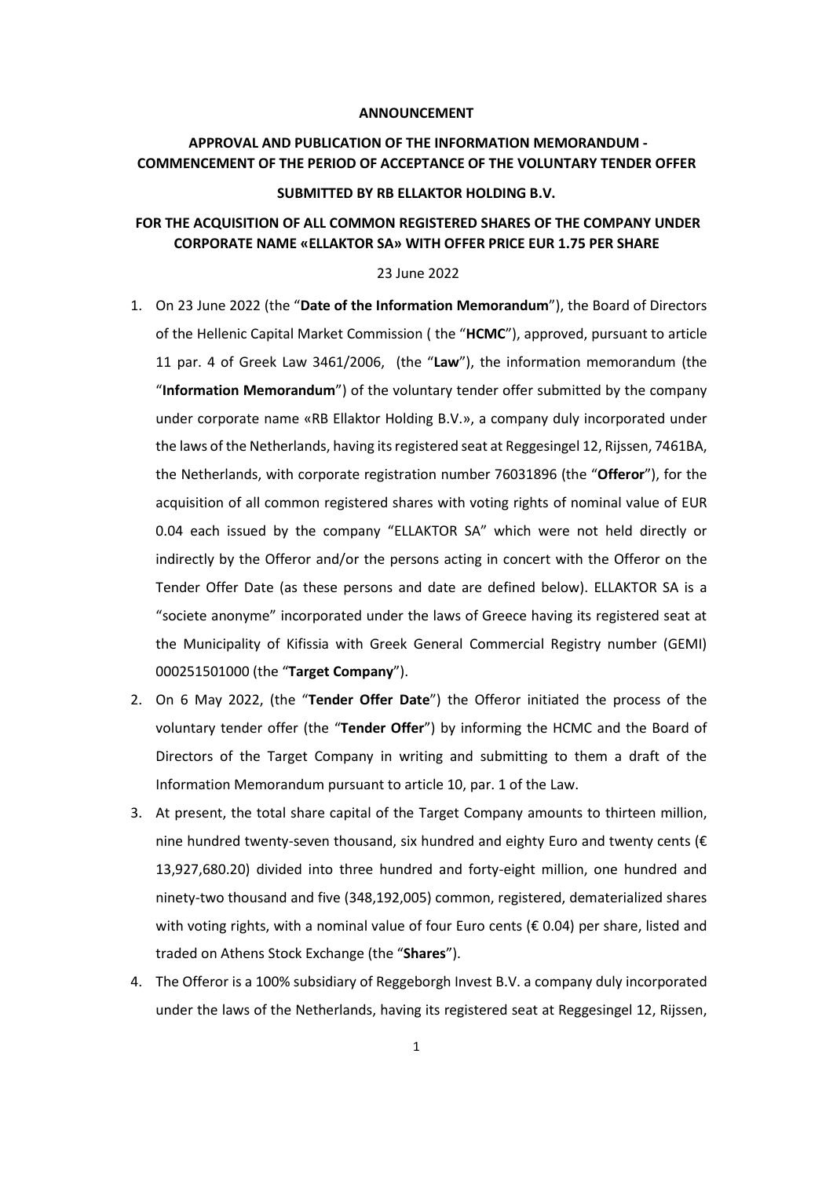**ANNOUNCEMENT**

**APPROVAL AND PUBLICATION OF THE INFORMATION MEMORANDUM - COMMENCEMENT OF THE PERIOD OF ACCEPTANCE OF THE VOLUNTARY TENDER OFFER**

**SUBMITTED BY RB ELLAKTOR HOLDING B.V.**

**FOR THE ACQUISITION OF ALL COMMON REGISTERED SHARES OF THE COMPANY UNDER CORPORATE NAME «ELLAKTOR SA» WITH OFFER PRICE EUR 1.75 PER SHARE**

23 June 2022

1. On 23 June 2022 (the "**Date of the Information Memorandum**"), the Board of Directors of the Hellenic Capital Market Commission ( the "**HCMC**"), approved, pursuant to article 11 par. 4 of Greek Law 3461/2006, (the "**Law**"), the information memorandum (the "**Information Memorandum**") of the voluntary tender offer submitted by the company under corporate name «RB Ellaktor Holding B.V.», a company duly incorporated under the laws of the Netherlands, having its registered seat at Reggesingel 12, Rijssen, 7461BA, the Netherlands, with corporate registration number 76031896 (the "**Offeror**"), for the acquisition of all common registered shares with voting rights of nominal value of EUR 0.04 each issued by the company "ELLAKTOR SA" which were not held directly or indirectly by the Offeror and/or the persons acting in concert with the Offeror on the Tender Offer Date (as these persons and date are defined below). ELLAKTOR SA is a "societe anonyme" incorporated under the laws of Greece having its registered seat at the Municipality of Kifissia with Greek General Commercial Registry number (GEMI) 000251501000 (the "**Target Company**").
2. On 6 May 2022, (the "**Tender Offer Date**") the Offeror initiated the process of the voluntary tender offer (the "**Tender Offer**") by informing the HCMC and the Board of Directors of the Target Company in writing and submitting to them a draft of the Information Memorandum pursuant to article 10, par. 1 of the Law.
3. At present, the total share capital of the Target Company amounts to thirteen million, nine hundred twenty-seven thousand, six hundred and eighty Euro and twenty cents (€ 13,927,680.20) divided into three hundred and forty-eight million, one hundred and ninety-two thousand and five (348,192,005) common, registered, dematerialized shares with voting rights, with a nominal value of four Euro cents (€ 0.04) per share, listed and traded on Athens Stock Exchange (the "**Shares**").
4. The Offeror is a 100% subsidiary of Reggeborgh Invest B.V. a company duly incorporated under the laws of the Netherlands, having its registered seat at Reggesingel 12, Rijssen,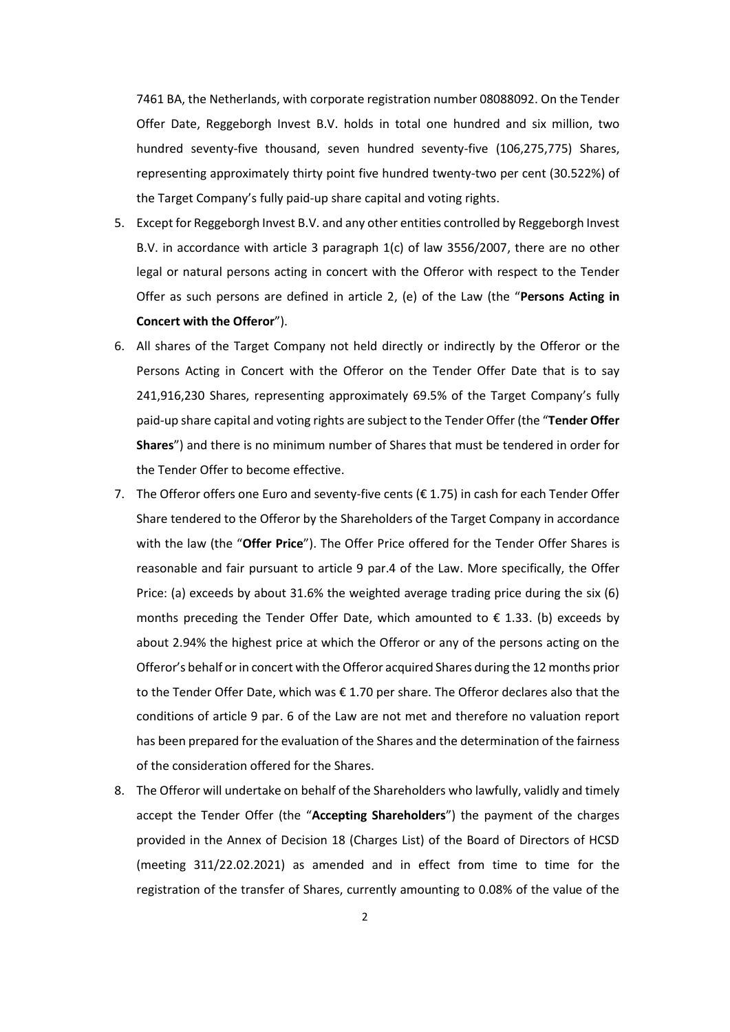7461 BA, the Netherlands, with corporate registration number 08088092. On the Tender Offer Date, Reggeborgh Invest B.V. holds in total one hundred and six million, two hundred seventy-five thousand, seven hundred seventy-five (106,275,775) Shares, representing approximately thirty point five hundred twenty-two per cent (30.522%) of the Target Company's fully paid-up share capital and voting rights.

5. Except for Reggeborgh Invest B.V. and any other entities controlled by Reggeborgh Invest B.V. in accordance with article 3 paragraph 1(c) of law 3556/2007, there are no other legal or natural persons acting in concert with the Offeror with respect to the Tender Offer as such persons are defined in article 2, (e) of the Law (the "**Persons Acting in Concert with the Offeror**").
6. All shares of the Target Company not held directly or indirectly by the Offeror or the Persons Acting in Concert with the Offeror on the Tender Offer Date that is to say 241,916,230 Shares, representing approximately 69.5% of the Target Company's fully paid-up share capital and voting rights are subject to the Tender Offer (the "**Tender Offer Shares**") and there is no minimum number of Shares that must be tendered in order for the Tender Offer to become effective.
7. The Offeror offers one Euro and seventy-five cents (€ 1.75) in cash for each Tender Offer Share tendered to the Offeror by the Shareholders of the Target Company in accordance with the law (the "**Offer Price**"). The Offer Price offered for the Tender Offer Shares is reasonable and fair pursuant to article 9 par.4 of the Law. More specifically, the Offer Price: (a) exceeds by about 31.6% the weighted average trading price during the six (6) months preceding the Tender Offer Date, which amounted to € 1.33. (b) exceeds by about 2.94% the highest price at which the Offeror or any of the persons acting on the Offeror's behalf or in concert with the Offeror acquired Shares during the 12 months prior to the Tender Offer Date, which was € 1.70 per share. The Offeror declares also that the conditions of article 9 par. 6 of the Law are not met and therefore no valuation report has been prepared for the evaluation of the Shares and the determination of the fairness of the consideration offered for the Shares.
8. The Offeror will undertake on behalf of the Shareholders who lawfully, validly and timely accept the Tender Offer (the "**Accepting Shareholders**") the payment of the charges provided in the Annex of Decision 18 (Charges List) of the Board of Directors of HCSD (meeting 311/22.02.2021) as amended and in effect from time to time for the registration of the transfer of Shares, currently amounting to 0.08% of the value of the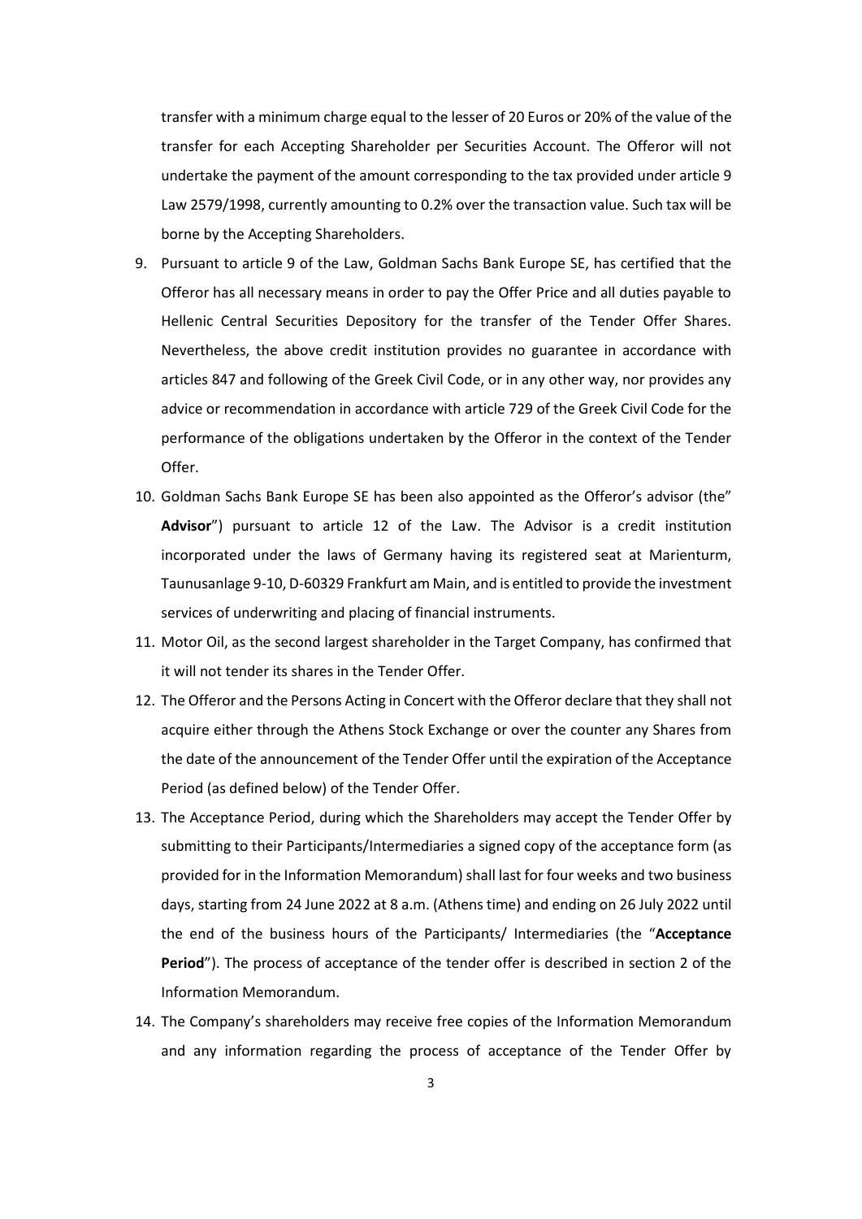transfer with a minimum charge equal to the lesser of 20 Euros or 20% of the value of the transfer for each Accepting Shareholder per Securities Account. The Offeror will not undertake the payment of the amount corresponding to the tax provided under article 9 Law 2579/1998, currently amounting to 0.2% over the transaction value. Such tax will be borne by the Accepting Shareholders.

9. Pursuant to article 9 of the Law, Goldman Sachs Bank Europe SE, has certified that the Offeror has all necessary means in order to pay the Offer Price and all duties payable to Hellenic Central Securities Depository for the transfer of the Tender Offer Shares. Nevertheless, the above credit institution provides no guarantee in accordance with articles 847 and following of the Greek Civil Code, or in any other way, nor provides any advice or recommendation in accordance with article 729 of the Greek Civil Code for the performance of the obligations undertaken by the Offeror in the context of the Tender Offer.
10. Goldman Sachs Bank Europe SE has been also appointed as the Offeror's advisor (the" **Advisor**") pursuant to article 12 of the Law. The Advisor is a credit institution incorporated under the laws of Germany having its registered seat at Marienturm, Taunusanlage 9-10, D-60329 Frankfurt am Main, and is entitled to provide the investment services of underwriting and placing of financial instruments.
11. Motor Oil, as the second largest shareholder in the Target Company, has confirmed that it will not tender its shares in the Tender Offer.
12. The Offeror and the Persons Acting in Concert with the Offeror declare that they shall not acquire either through the Athens Stock Exchange or over the counter any Shares from the date of the announcement of the Tender Offer until the expiration of the Acceptance Period (as defined below) of the Tender Offer.
13. The Acceptance Period, during which the Shareholders may accept the Tender Offer by submitting to their Participants/Intermediaries a signed copy of the acceptance form (as provided for in the Information Memorandum) shall last for four weeks and two business days, starting from 24 June 2022 at 8 a.m. (Athens time) and ending on 26 July 2022 until the end of the business hours of the Participants/ Intermediaries (the "**Acceptance Period**"). The process of acceptance of the tender offer is described in section 2 of the Information Memorandum.
14. The Company's shareholders may receive free copies of the Information Memorandum and any information regarding the process of acceptance of the Tender Offer by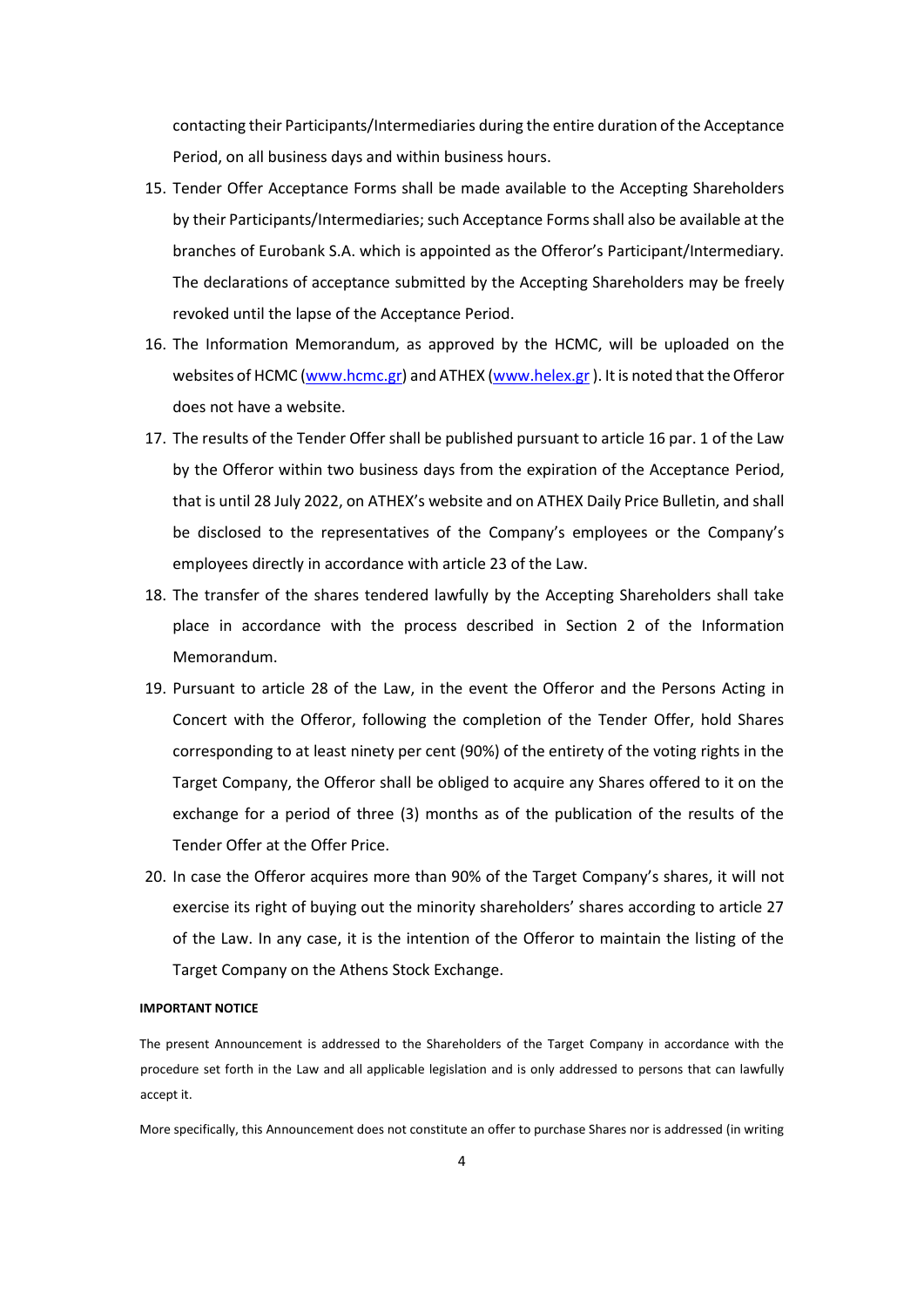contacting their Participants/Intermediaries during the entire duration of the Acceptance Period, on all business days and within business hours.

15. Tender Offer Acceptance Forms shall be made available to the Accepting Shareholders by their Participants/Intermediaries; such Acceptance Forms shall also be available at the branches of Eurobank S.A. which is appointed as the Offeror's Participant/Intermediary. The declarations of acceptance submitted by the Accepting Shareholders may be freely revoked until the lapse of the Acceptance Period.
16. The Information Memorandum, as approved by the HCMC, will be uploaded on the websites of HCMC (www.hcmc.gr) and ATHEX (www.helex.gr ). It is noted that the Offeror does not have a website.
17. The results of the Tender Offer shall be published pursuant to article 16 par. 1 of the Law by the Offeror within two business days from the expiration of the Acceptance Period, that is until 28 July 2022, on ATHEX's website and on ATHEX Daily Price Bulletin, and shall be disclosed to the representatives of the Company's employees or the Company's employees directly in accordance with article 23 of the Law.
18. The transfer of the shares tendered lawfully by the Accepting Shareholders shall take place in accordance with the process described in Section 2 of the Information Memorandum.
19. Pursuant to article 28 of the Law, in the event the Offeror and the Persons Acting in Concert with the Offeror, following the completion of the Tender Offer, hold Shares corresponding to at least ninety per cent (90%) of the entirety of the voting rights in the Target Company, the Offeror shall be obliged to acquire any Shares offered to it on the exchange for a period of three (3) months as of the publication of the results of the Tender Offer at the Offer Price.
20. In case the Offeror acquires more than 90% of the Target Company's shares, it will not exercise its right of buying out the minority shareholders' shares according to article 27 of the Law. In any case, it is the intention of the Offeror to maintain the listing of the Target Company on the Athens Stock Exchange.

**IMPORTANT NOTICE**

The present Announcement is addressed to the Shareholders of the Target Company in accordance with the procedure set forth in the Law and all applicable legislation and is only addressed to persons that can lawfully accept it.

More specifically, this Announcement does not constitute an offer to purchase Shares nor is addressed (in writing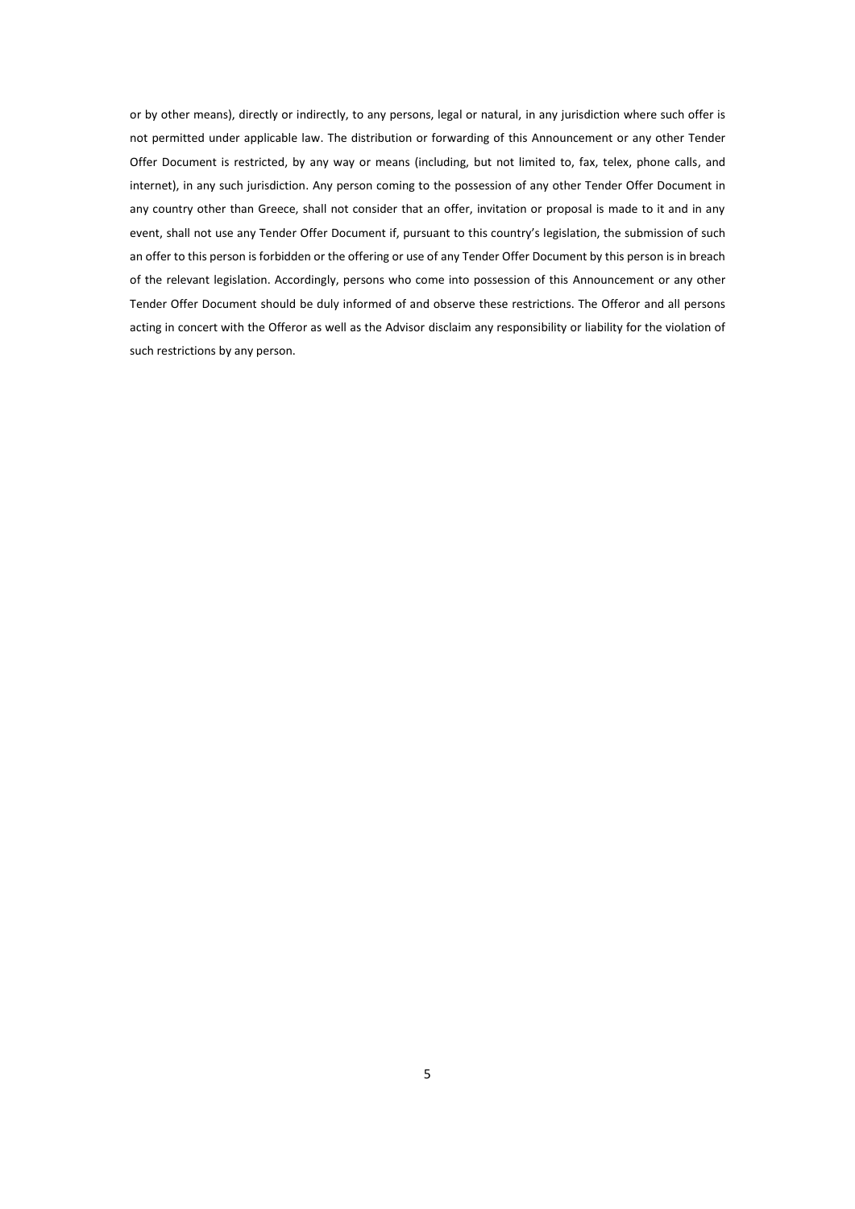or by other means), directly or indirectly, to any persons, legal or natural, in any jurisdiction where such offer is not permitted under applicable law. The distribution or forwarding of this Announcement or any other Tender Offer Document is restricted, by any way or means (including, but not limited to, fax, telex, phone calls, and internet), in any such jurisdiction. Any person coming to the possession of any other Tender Offer Document in any country other than Greece, shall not consider that an offer, invitation or proposal is made to it and in any event, shall not use any Tender Offer Document if, pursuant to this country's legislation, the submission of such an offer to this person is forbidden or the offering or use of any Tender Offer Document by this person is in breach of the relevant legislation. Accordingly, persons who come into possession of this Announcement or any other Tender Offer Document should be duly informed of and observe these restrictions. The Offeror and all persons acting in concert with the Offeror as well as the Advisor disclaim any responsibility or liability for the violation of such restrictions by any person.